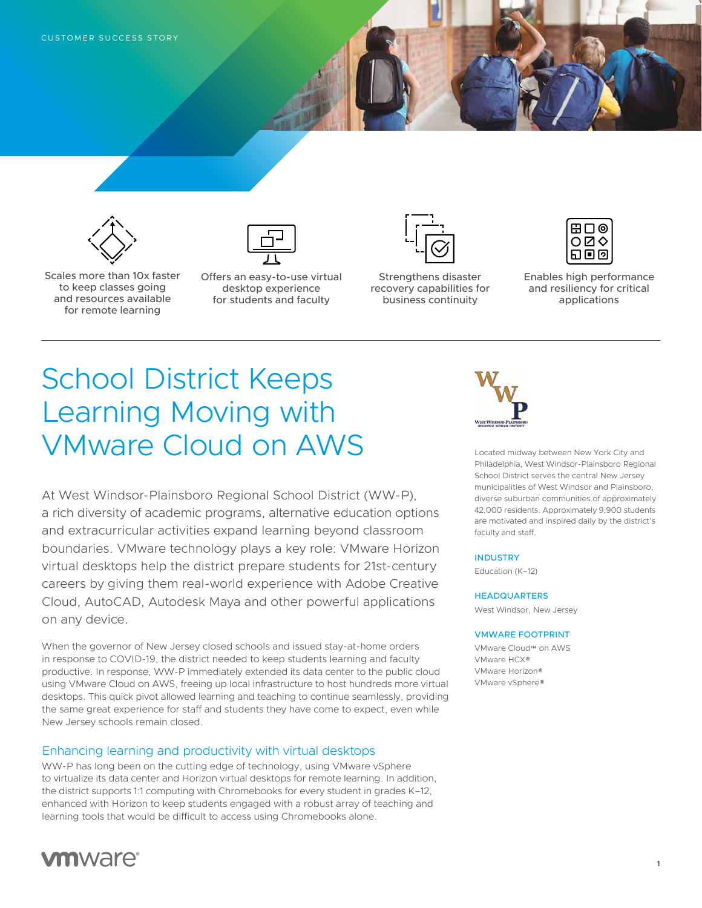CUSTOMER SUCCESS STORY

Scales more than 10x faster to keep classes going and resources available for remote learning

Offers an easy-to-use virtual desktop experience for students and faculty

Strengthens disaster recovery capabilities for business continuity

Enables high performance and resiliency for critical applications

# School District Keeps Learning Moving with VMware Cloud on AWS

At West Windsor-Plainsboro Regional School District (WW-P), a rich diversity of academic programs, alternative education options and extracurricular activities expand learning beyond classroom boundaries. VMware technology plays a key role: VMware Horizon virtual desktops help the district prepare students for 21st-century careers by giving them real-world experience with Adobe Creative Cloud, AutoCAD, Autodesk Maya and other powerful applications on any device.

When the governor of New Jersey closed schools and issued stay-at-home orders in response to COVID-19, the district needed to keep students learning and faculty productive. In response, WW-P immediately extended its data center to the public cloud using VMware Cloud on AWS, freeing up local infrastructure to host hundreds more virtual desktops. This quick pivot allowed learning and teaching to continue seamlessly, providing the same great experience for staff and students they have come to expect, even while New Jersey schools remain closed.

## Enhancing learning and productivity with virtual desktops

WW-P has long been on the cutting edge of technology, using VMware vSphere to virtualize its data center and Horizon virtual desktops for remote learning. In addition, the district supports 1:1 computing with Chromebooks for every student in grades K–12, enhanced with Horizon to keep students engaged with a robust array of teaching and learning tools that would be difficult to access using Chromebooks alone.

Located midway between New York City and Philadelphia, West Windsor-Plainsboro Regional School District serves the central New Jersey municipalities of West Windsor and Plainsboro, diverse suburban communities of approximately 42,000 residents. Approximately 9,900 students are motivated and inspired daily by the district's faculty and staff.

**INDUSTRY**

Education (K–12)

**HEADQUARTERS**

West Windsor, New Jersey

**VMWARE FOOTPRINT**

- VMware Cloud™ on AWS
- VMware HCX®
- VMware Horizon®
- VMware vSphere®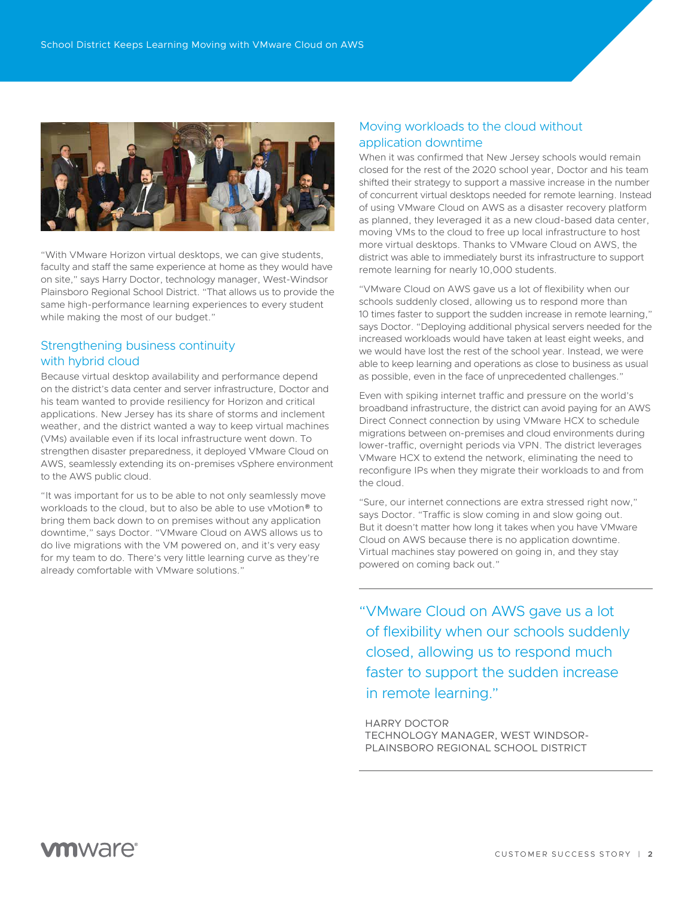"With VMware Horizon virtual desktops, we can give students, faculty and staff the same experience at home as they would have on site," says Harry Doctor, technology manager, West-Windsor Plainsboro Regional School District. "That allows us to provide the same high-performance learning experiences to every student while making the most of our budget."

## Strengthening business continuity with hybrid cloud

Because virtual desktop availability and performance depend on the district's data center and server infrastructure, Doctor and his team wanted to provide resiliency for Horizon and critical applications. New Jersey has its share of storms and inclement weather, and the district wanted a way to keep virtual machines (VMs) available even if its local infrastructure went down. To strengthen disaster preparedness, it deployed VMware Cloud on AWS, seamlessly extending its on-premises vSphere environment to the AWS public cloud.

"It was important for us to be able to not only seamlessly move workloads to the cloud, but to also be able to use vMotion® to bring them back down to on premises without any application downtime," says Doctor. "VMware Cloud on AWS allows us to do live migrations with the VM powered on, and it's very easy for my team to do. There's very little learning curve as they're already comfortable with VMware solutions."

## Moving workloads to the cloud without application downtime

When it was confirmed that New Jersey schools would remain closed for the rest of the 2020 school year, Doctor and his team shifted their strategy to support a massive increase in the number of concurrent virtual desktops needed for remote learning. Instead of using VMware Cloud on AWS as a disaster recovery platform as planned, they leveraged it as a new cloud-based data center, moving VMs to the cloud to free up local infrastructure to host more virtual desktops. Thanks to VMware Cloud on AWS, the district was able to immediately burst its infrastructure to support remote learning for nearly 10,000 students.

"VMware Cloud on AWS gave us a lot of flexibility when our schools suddenly closed, allowing us to respond more than 10 times faster to support the sudden increase in remote learning," says Doctor. "Deploying additional physical servers needed for the increased workloads would have taken at least eight weeks, and we would have lost the rest of the school year. Instead, we were able to keep learning and operations as close to business as usual as possible, even in the face of unprecedented challenges."

Even with spiking internet traffic and pressure on the world's broadband infrastructure, the district can avoid paying for an AWS Direct Connect connection by using VMware HCX to schedule migrations between on-premises and cloud environments during lower-traffic, overnight periods via VPN. The district leverages VMware HCX to extend the network, eliminating the need to reconfigure IPs when they migrate their workloads to and from the cloud.

"Sure, our internet connections are extra stressed right now," says Doctor. "Traffic is slow coming in and slow going out. But it doesn't matter how long it takes when you have VMware Cloud on AWS because there is no application downtime. Virtual machines stay powered on going in, and they stay powered on coming back out."

> "VMware Cloud on AWS gave us a lot of flexibility when our schools suddenly closed, allowing us to respond much faster to support the sudden increase in remote learning."
>
> HARRY DOCTOR
> TECHNOLOGY MANAGER, WEST WINDSOR-PLAINSBORO REGIONAL SCHOOL DISTRICT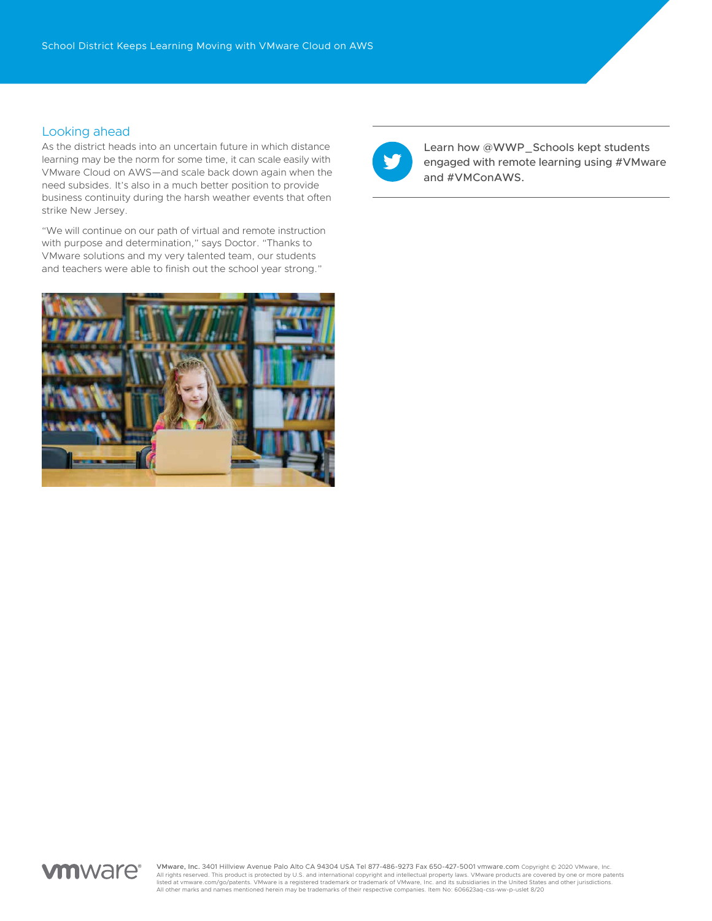## Looking ahead

As the district heads into an uncertain future in which distance learning may be the norm for some time, it can scale easily with VMware Cloud on AWS—and scale back down again when the need subsides. It's also in a much better position to provide business continuity during the harsh weather events that often strike New Jersey.

"We will continue on our path of virtual and remote instruction with purpose and determination," says Doctor. "Thanks to VMware solutions and my very talented team, our students and teachers were able to finish out the school year strong."

Learn how @WWP_Schools kept students engaged with remote learning using #VMware and #VMConAWS.

VMware, Inc. 3401 Hillview Avenue Palo Alto CA 94304 USA Tel 877-486-9273 Fax 650-427-5001 vmware.com Copyright © 2020 VMware, Inc. All rights reserved. This product is protected by U.S. and international copyright and intellectual property laws. VMware products are covered by one or more patents listed at vmware.com/go/patents. VMware is a registered trademark or trademark of VMware, Inc. and its subsidiaries in the United States and other jurisdictions. All other marks and names mentioned herein may be trademarks of their respective companies. Item No: 606623aq-css-ww-p-uslet 8/20